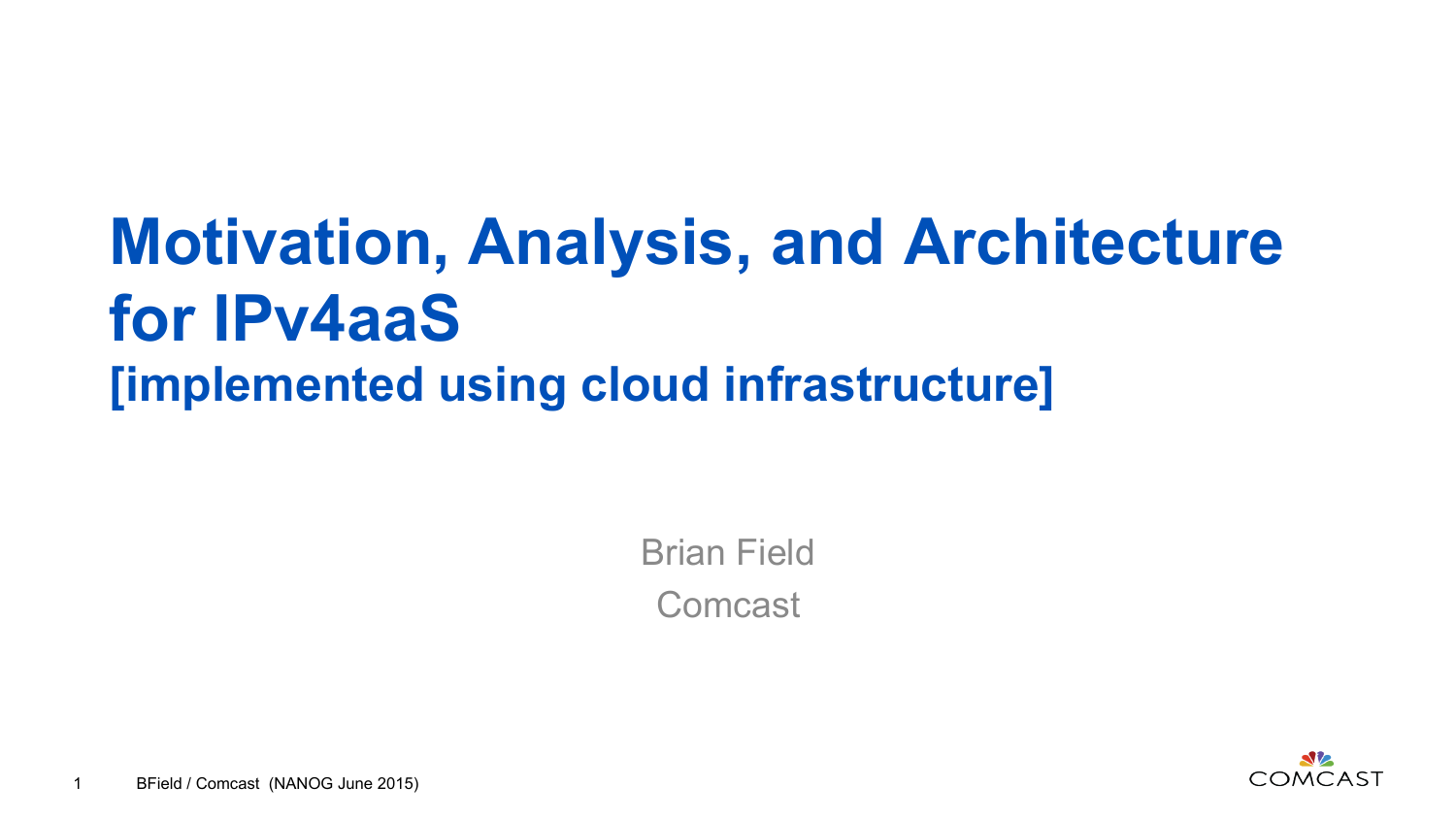# Motivation, Analysis, and Architecture for IPv4aaS

## [implemented using cloud infrastructure]

Brian Field

Comcast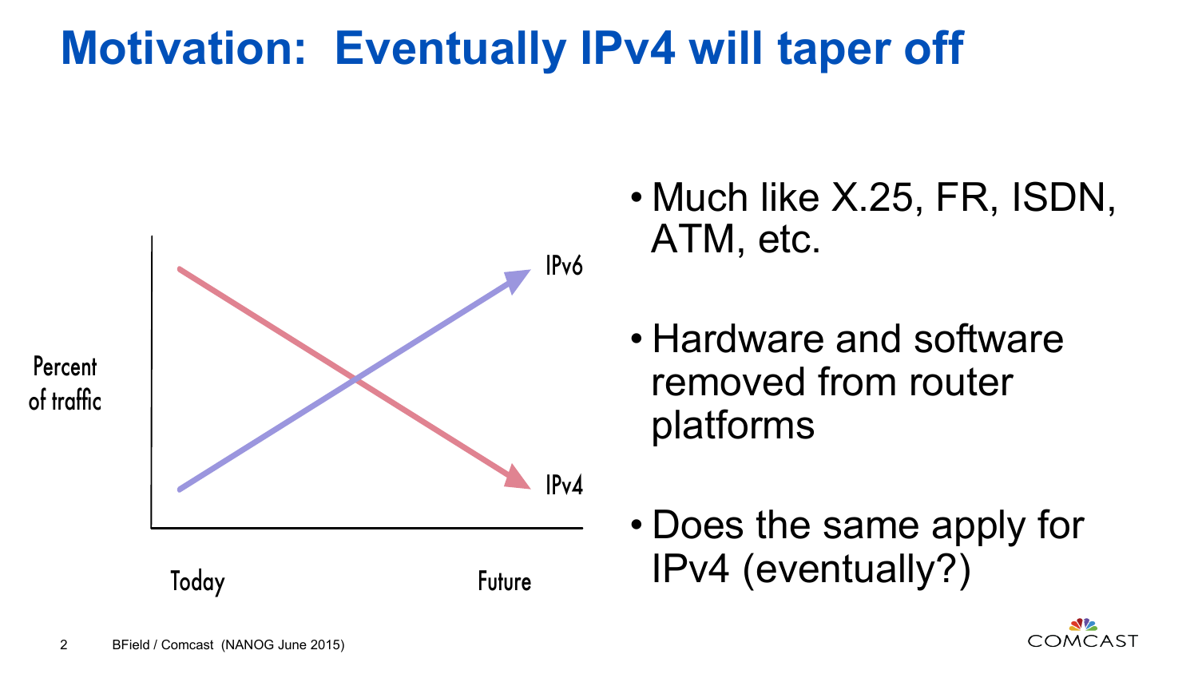# Motivation: Eventually IPv4 will taper off

Percent of traffic

IPv6

IPv4

Today

Future

- Much like X.25, FR, ISDN, ATM, etc.
- Hardware and software removed from router platforms
- Does the same apply for IPv4 (eventually?)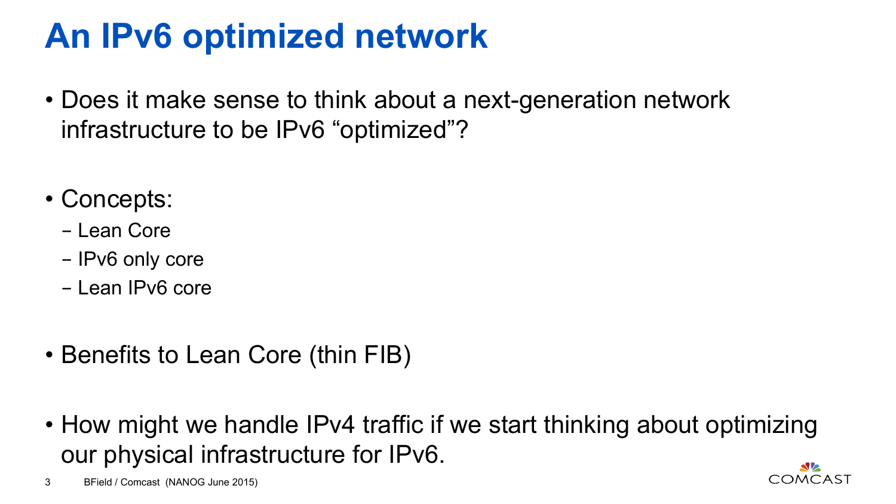# An IPv6 optimized network

- Does it make sense to think about a next-generation network infrastructure to be IPv6 “optimized”?

- Concepts:
  - Lean Core
  - IPv6 only core
  - Lean IPv6 core

- Benefits to Lean Core (thin FIB)

- How might we handle IPv4 traffic if we start thinking about optimizing our physical infrastructure for IPv6.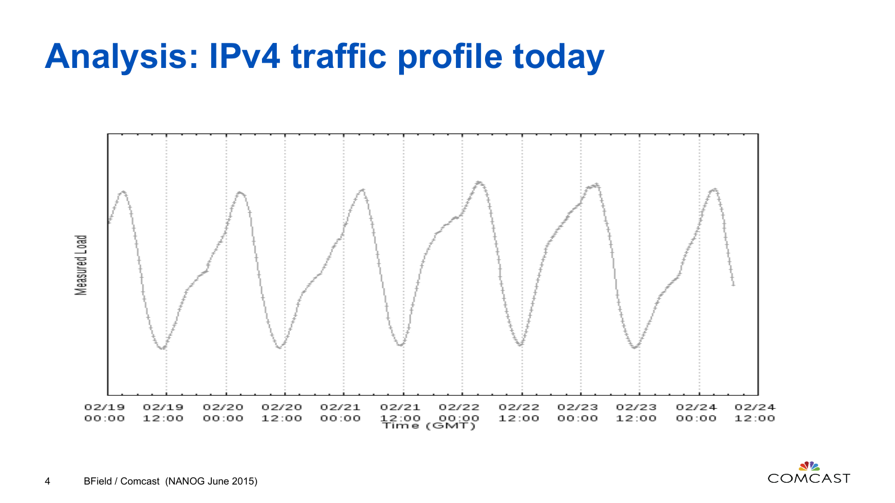# Analysis: IPv4 traffic profile today

Measured Load

02/19 00:00
02/19 12:00
02/20 00:00
02/20 12:00
02/21 00:00
02/21 12:00
02/22 00:00
02/22 12:00
02/23 00:00
02/23 12:00
02/24 00:00
02/24 12:00

Time (GMT)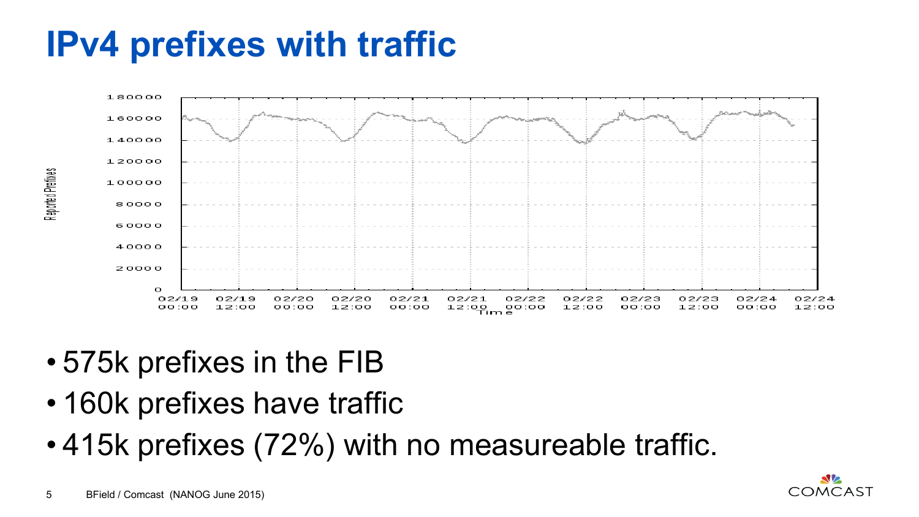# IPv4 prefixes with traffic

Reported Prefixes

180000
160000
140000
120000
100000
80000
60000
40000
20000
0

02/19 00:00
02/19 12:00
02/20 00:00
02/20 12:00
02/21 00:00
02/21 12:00
02/22 00:00
02/22 12:00
02/23 00:00
02/23 12:00
02/24 00:00
02/24 12:00

Time

- 575k prefixes in the FIB
- 160k prefixes have traffic
- 415k prefixes (72%) with no measureable traffic.

BField / Comcast (NANOG June 2015)

COMCAST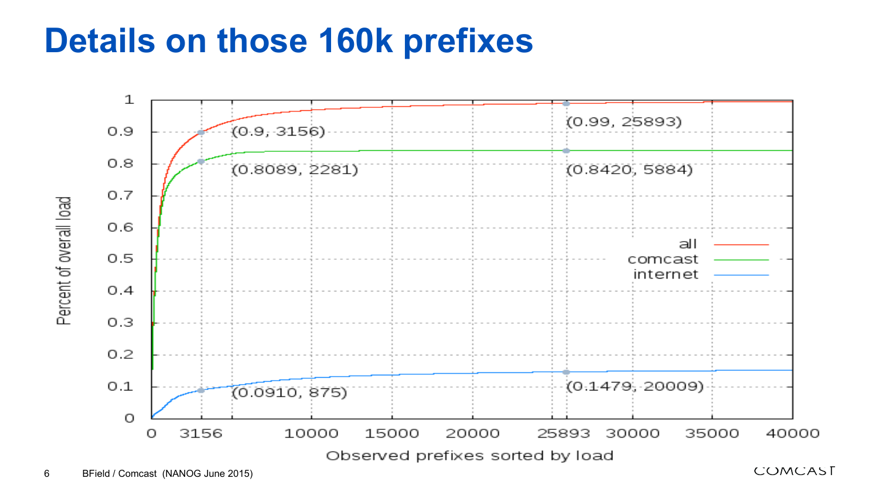# Details on those 160k prefixes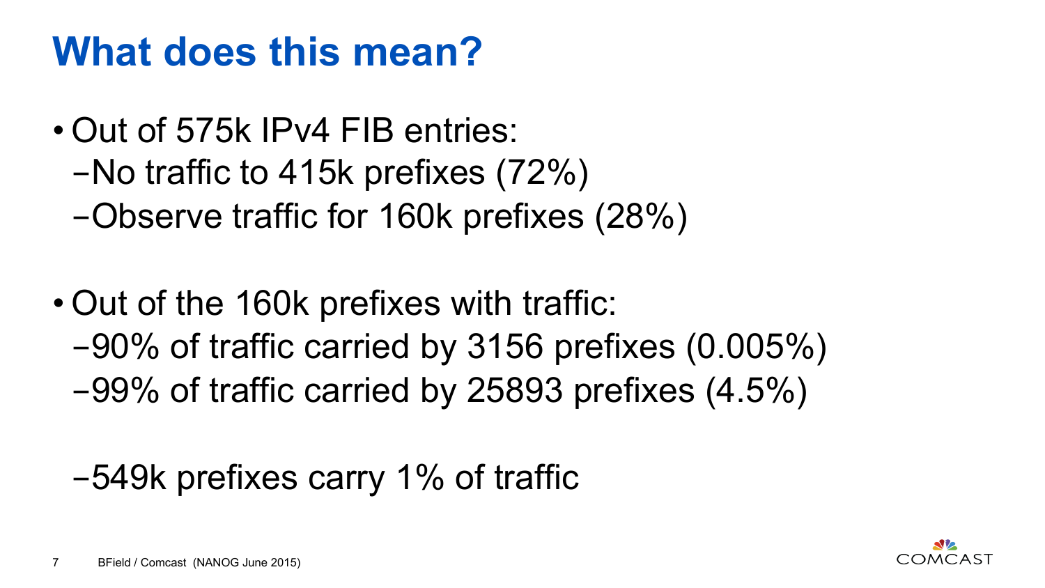# What does this mean?

- Out of 575k IPv4 FIB entries:
  - No traffic to 415k prefixes (72%)
  - Observe traffic for 160k prefixes (28%)

- Out of the 160k prefixes with traffic:
  - 90% of traffic carried by 3156 prefixes (0.005%)
  - 99% of traffic carried by 25893 prefixes (4.5%)

  - 549k prefixes carry 1% of traffic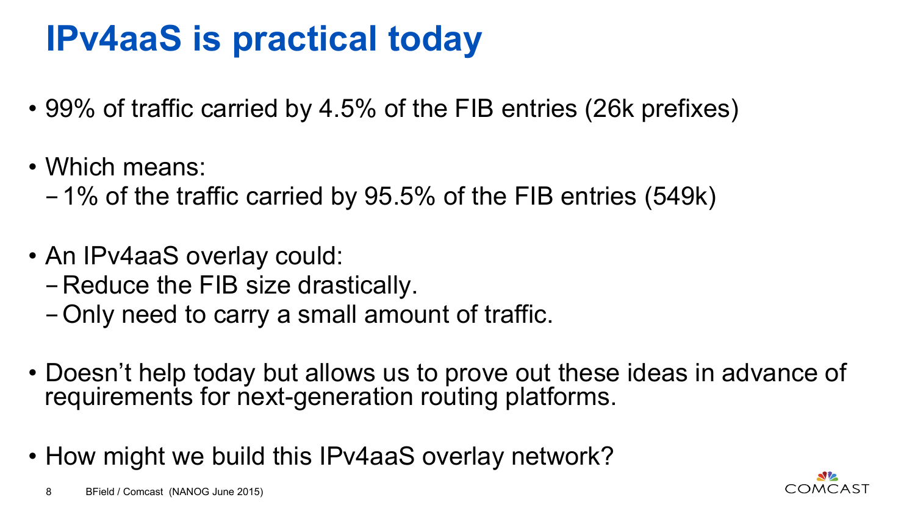# IPv4aaS is practical today

- 99% of traffic carried by 4.5% of the FIB entries (26k prefixes)
- Which means:
  - 1% of the traffic carried by 95.5% of the FIB entries (549k)
- An IPv4aaS overlay could:
  - Reduce the FIB size drastically.
  - Only need to carry a small amount of traffic.
- Doesn't help today but allows us to prove out these ideas in advance of requirements for next-generation routing platforms.
- How might we build this IPv4aaS overlay network?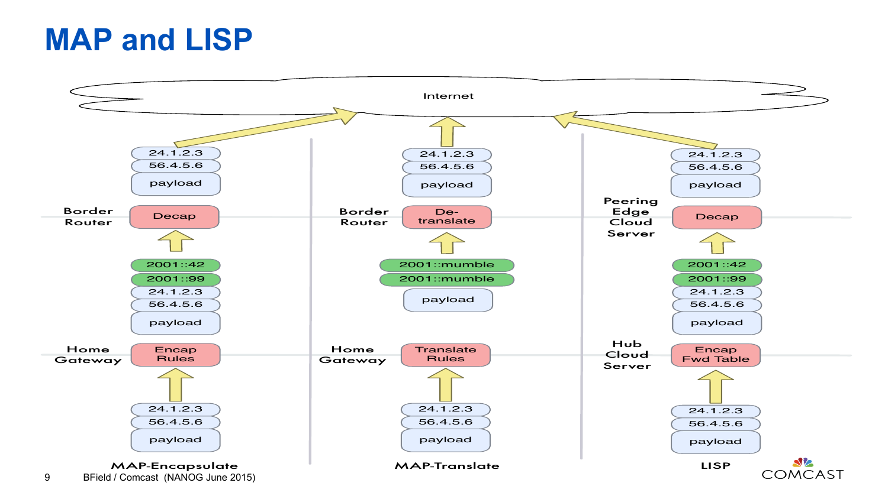# MAP and LISP

Internet

**MAP-Encapsulate**

Border Router

24.1.2.3
56.4.5.6
payload

Decap

2001::42
2001::99
24.1.2.3
56.4.5.6
payload

Home Gateway

Encap Rules

24.1.2.3
56.4.5.6
payload

**MAP-Translate**

Border Router

24.1.2.3
56.4.5.6
payload

De-translate

2001::mumble
2001::mumble
payload

Home Gateway

Translate Rules

24.1.2.3
56.4.5.6
payload

**LISP**

Peering Edge Cloud Server

24.1.2.3
56.4.5.6
payload

Decap

2001::42
2001::99
24.1.2.3
56.4.5.6
payload

Hub Cloud Server

Encap Fwd Table

24.1.2.3
56.4.5.6
payload

BField / Comcast (NANOG June 2015)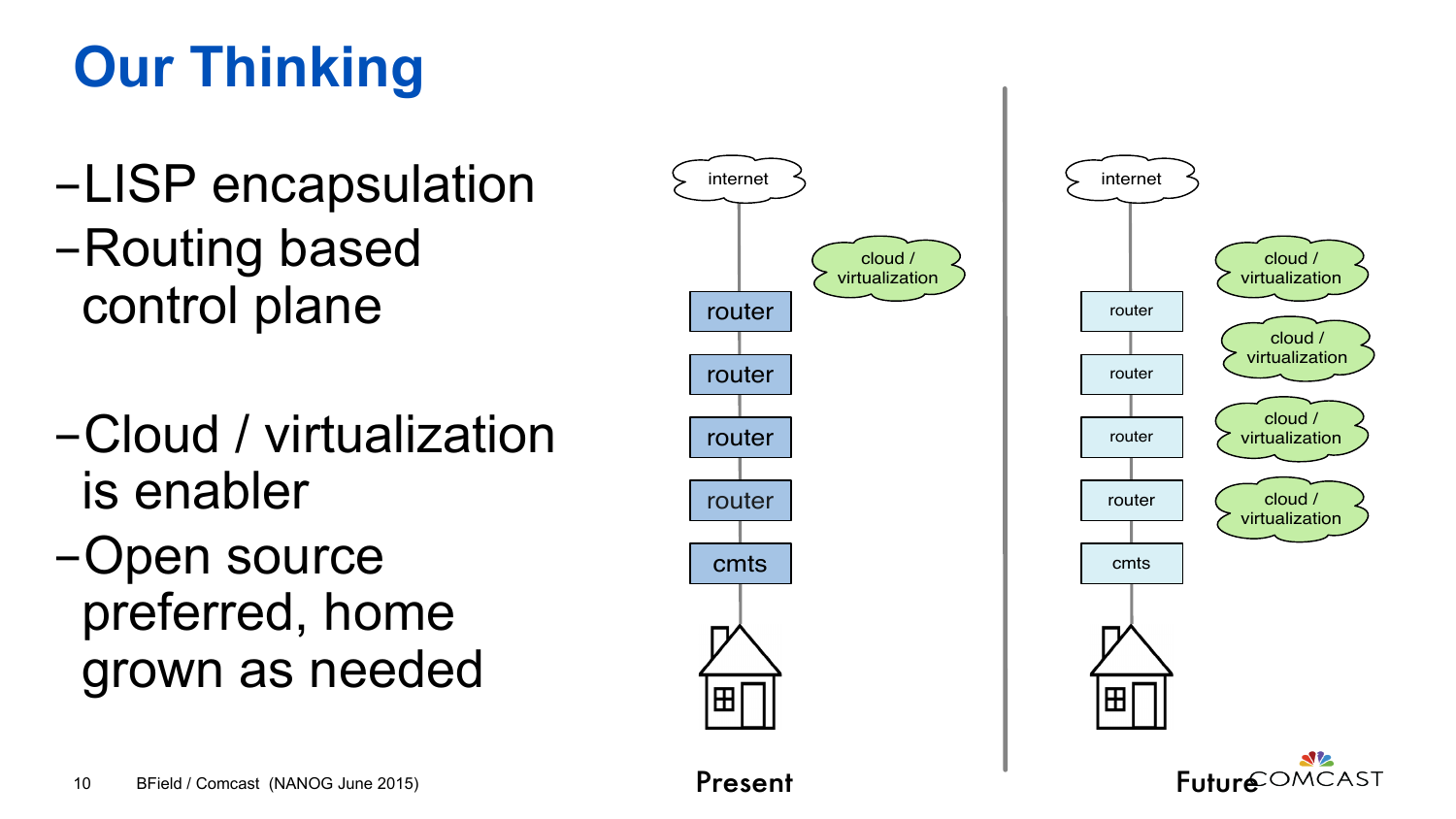# Our Thinking

- LISP encapsulation
- Routing based control plane

- Cloud / virtualization is enabler
- Open source preferred, home grown as needed

internet

cloud / virtualization

router

router

router

router

cmts

Present

internet

cloud / virtualization

cloud / virtualization

cloud / virtualization

cloud / virtualization

router

router

router

router

cmts

Future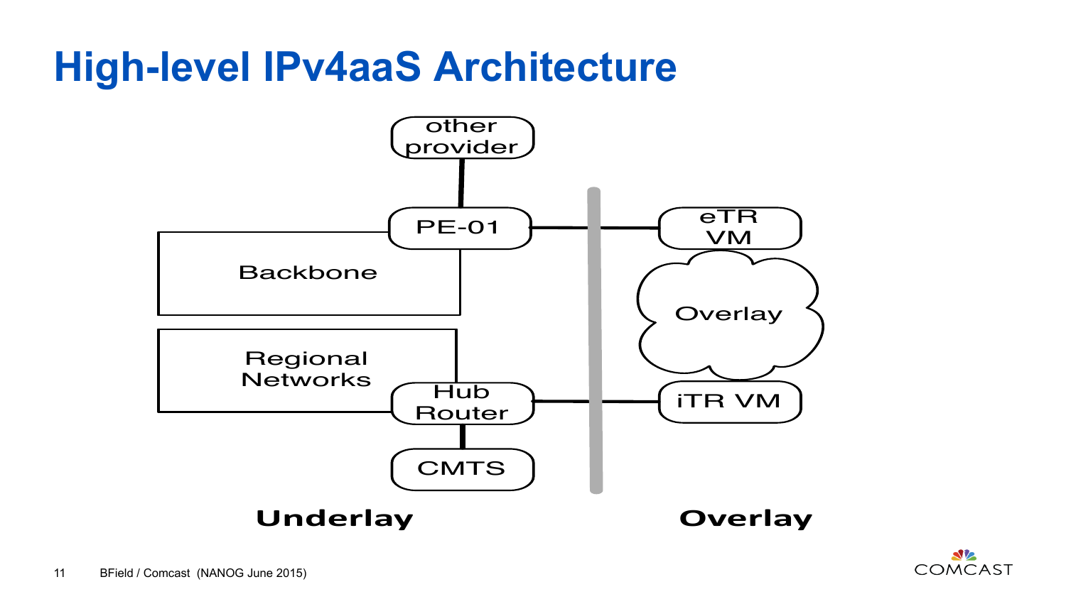# High-level IPv4aaS Architecture

other provider

PE-01

Backbone

Regional Networks

Hub Router

CMTS

eTR VM

Overlay

iTR VM

Underlay

Overlay

BField / Comcast (NANOG June 2015)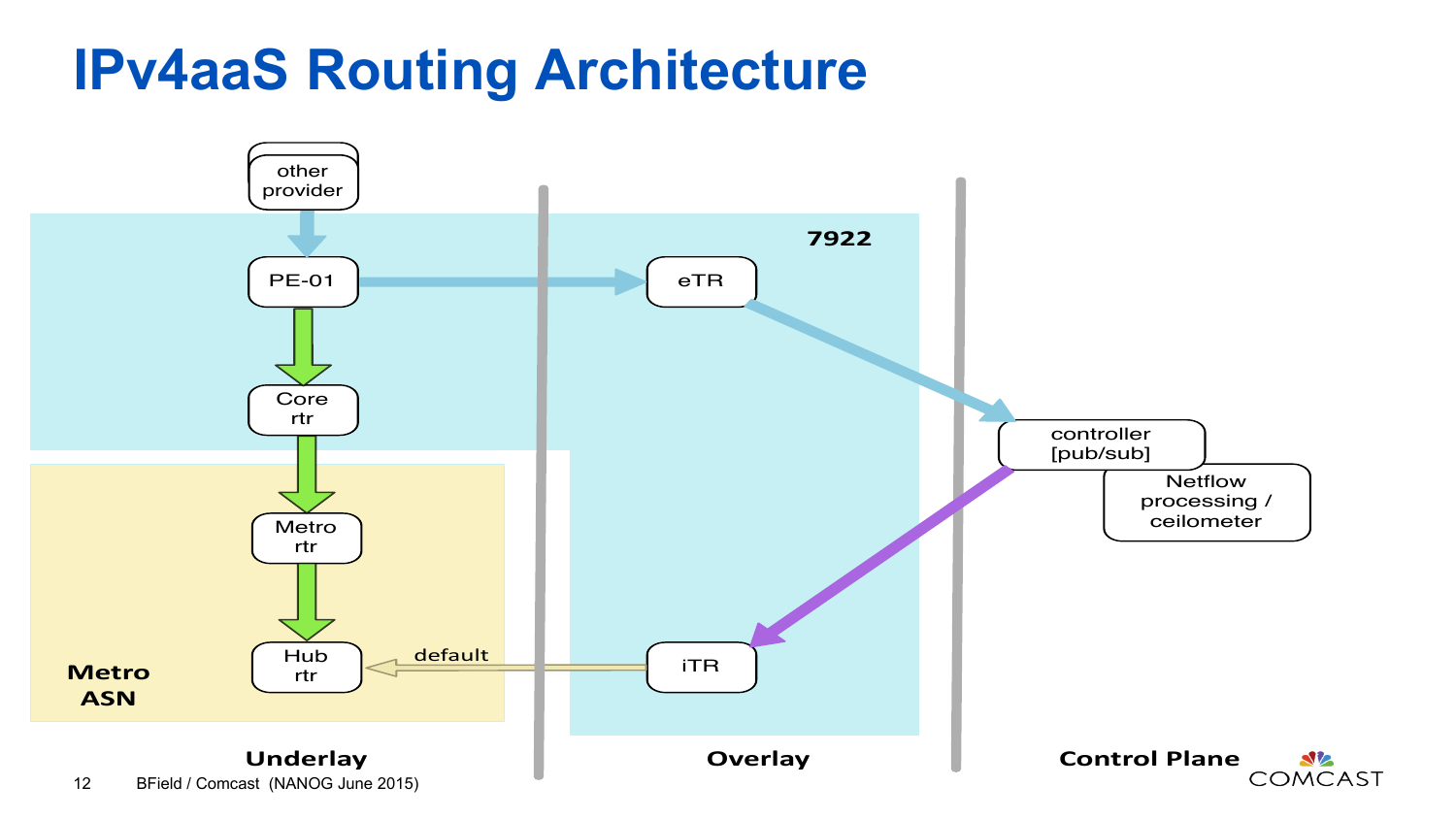# IPv4aaS Routing Architecture

other provider

PE-01

Core rtr

Metro rtr

Hub rtr

default

Metro ASN

7922

eTR

iTR

controller [pub/sub]

Netflow processing / ceilometer

Underlay

Overlay

Control Plane

BField / Comcast (NANOG June 2015)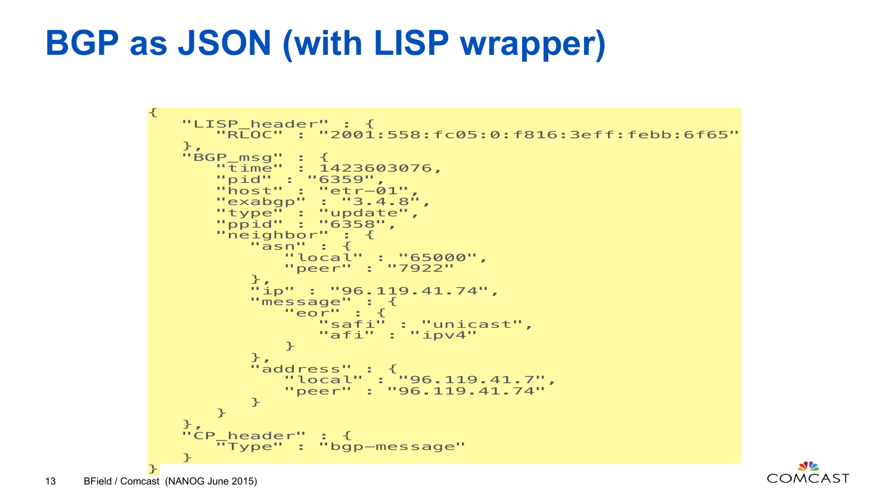# BGP as JSON (with LISP wrapper)

```
{
   "LISP_header" : {
      "RLOC" : "2001:558:fc05:0:f816:3eff:febb:6f65"
   },
   "BGP_msg" : {
      "time" : 1423603076,
      "pid" : "6359",
      "host" : "etr-01",
      "exabgp" : "3.4.8",
      "type" : "update",
      "ppid" : "6358",
      "neighbor" : {
         "asn" : {
            "local" : "65000",
            "peer" : "7922"
         },
         "ip" : "96.119.41.74",
         "message" : {
            "eor" : {
               "safi" : "unicast",
               "afi" : "ipv4"
            }
         },
         "address" : {
            "local" : "96.119.41.7",
            "peer" : "96.119.41.74"
         }
      }
   },
   "CP_header" : {
      "Type" : "bgp-message"
   }
}
```

BField / Comcast (NANOG June 2015)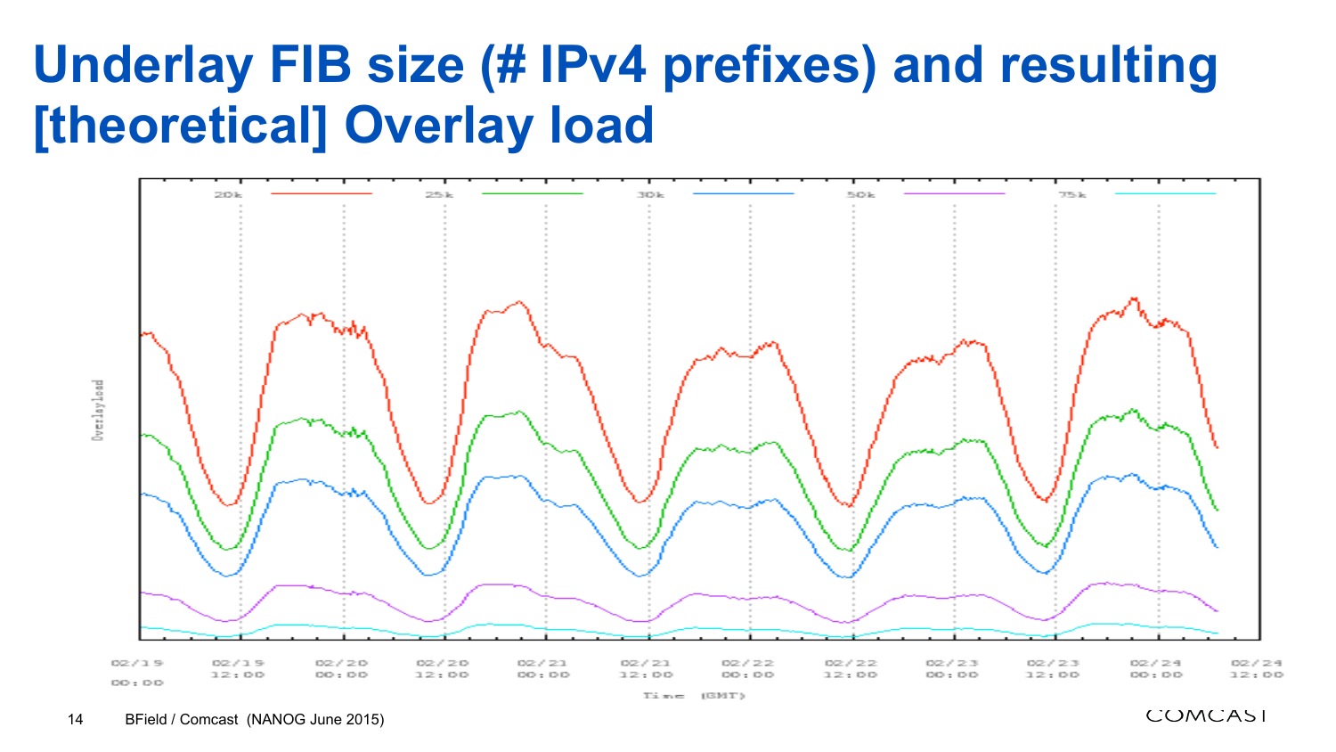# Underlay FIB size (# IPv4 prefixes) and resulting [theoretical] Overlay load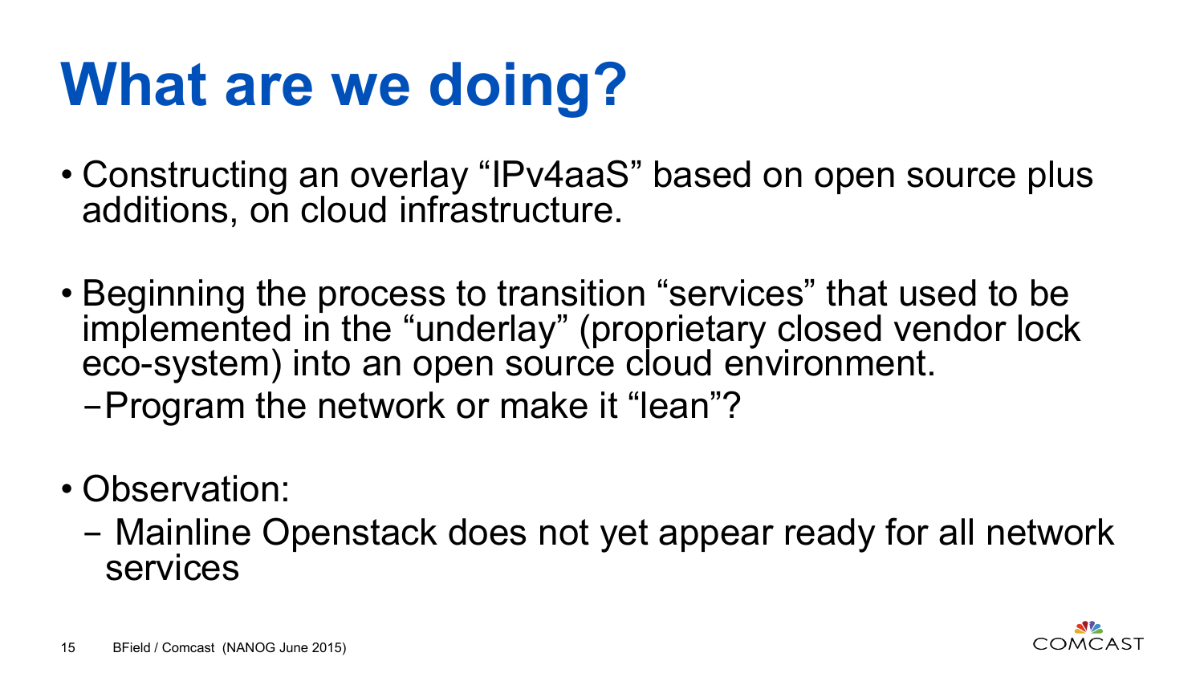# What are we doing?

- Constructing an overlay “IPv4aaS” based on open source plus additions, on cloud infrastructure.

- Beginning the process to transition “services” that used to be implemented in the “underlay” (proprietary closed vendor lock eco-system) into an open source cloud environment.
  - Program the network or make it “lean”?

- Observation:
  - Mainline Openstack does not yet appear ready for all network services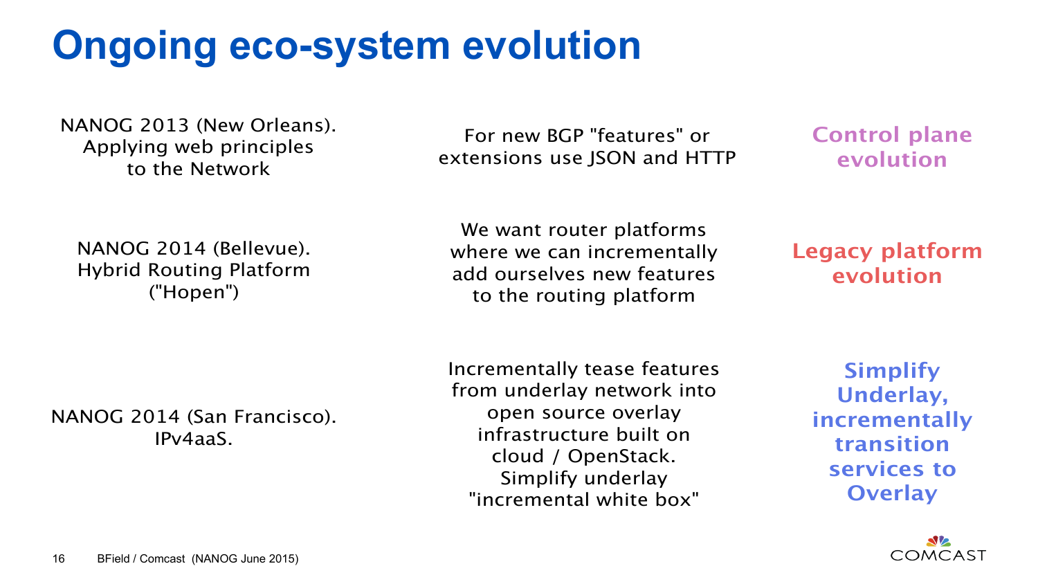# Ongoing eco-system evolution

| | | |
|---|---|---|
| NANOG 2013 (New Orleans). Applying web principles to the Network | For new BGP "features" or extensions use JSON and HTTP | **Control plane evolution** |
| NANOG 2014 (Bellevue). Hybrid Routing Platform ("Hopen") | We want router platforms where we can incrementally add ourselves new features to the routing platform | **Legacy platform evolution** |
| NANOG 2014 (San Francisco). IPv4aaS. | Incrementally tease features from underlay network into open source overlay infrastructure built on cloud / OpenStack. Simplify underlay "incremental white box" | **Simplify Underlay, incrementally transition services to Overlay** |

BField / Comcast (NANOG June 2015)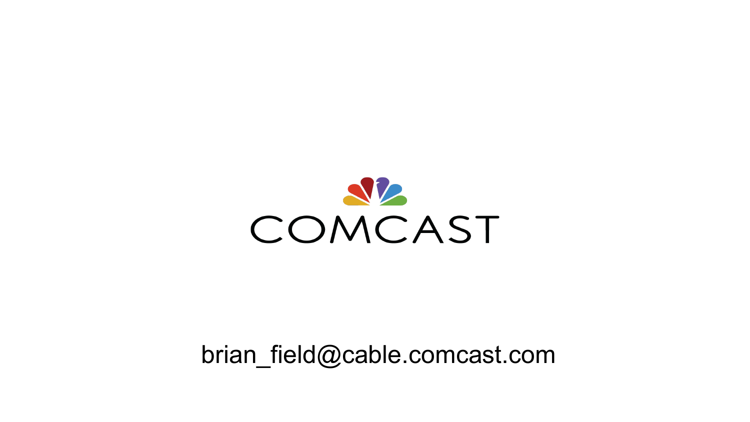COMCAST

brian_field@cable.comcast.com